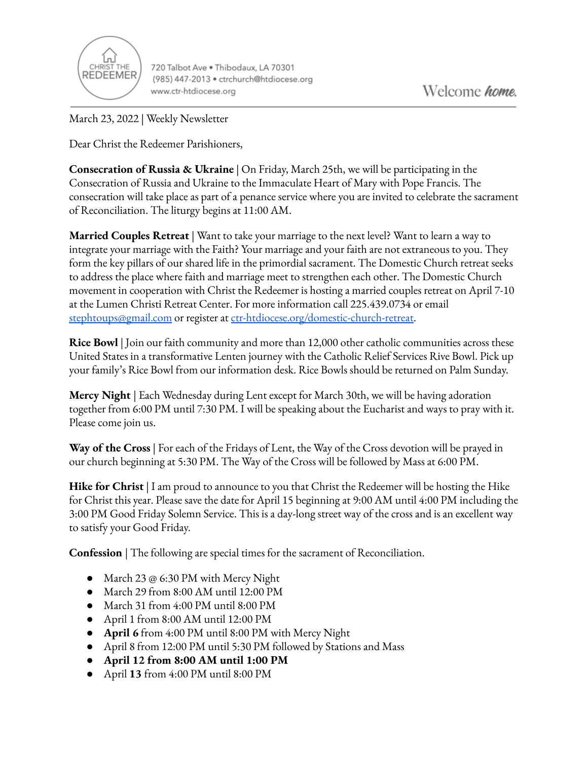CHRIST THE REDEEMER

720 Talbot Ave • Thibodaux, LA 70301
(985) 447-2013 • ctrchurch@htdiocese.org
www.ctr-htdiocese.org

Welcome *home.*

---

March 23, 2022 | Weekly Newsletter

Dear Christ the Redeemer Parishioners,

**Consecration of Russia & Ukraine** | On Friday, March 25th, we will be participating in the Consecration of Russia and Ukraine to the Immaculate Heart of Mary with Pope Francis. The consecration will take place as part of a penance service where you are invited to celebrate the sacrament of Reconciliation. The liturgy begins at 11:00 AM.

**Married Couples Retreat** | Want to take your marriage to the next level? Want to learn a way to integrate your marriage with the Faith? Your marriage and your faith are not extraneous to you. They form the key pillars of our shared life in the primordial sacrament. The Domestic Church retreat seeks to address the place where faith and marriage meet to strengthen each other. The Domestic Church movement in cooperation with Christ the Redeemer is hosting a married couples retreat on April 7-10 at the Lumen Christi Retreat Center. For more information call 225.439.0734 or email [stephtoups@gmail.com](mailto:stephtoups@gmail.com) or register at [ctr-htdiocese.org/domestic-church-retreat](ctr-htdiocese.org/domestic-church-retreat).

**Rice Bowl** | Join our faith community and more than 12,000 other catholic communities across these United States in a transformative Lenten journey with the Catholic Relief Services Rive Bowl. Pick up your family's Rice Bowl from our information desk. Rice Bowls should be returned on Palm Sunday.

**Mercy Night** | Each Wednesday during Lent except for March 30th, we will be having adoration together from 6:00 PM until 7:30 PM. I will be speaking about the Eucharist and ways to pray with it. Please come join us.

**Way of the Cross** | For each of the Fridays of Lent, the Way of the Cross devotion will be prayed in our church beginning at 5:30 PM. The Way of the Cross will be followed by Mass at 6:00 PM.

**Hike for Christ** | I am proud to announce to you that Christ the Redeemer will be hosting the Hike for Christ this year. Please save the date for April 15 beginning at 9:00 AM until 4:00 PM including the 3:00 PM Good Friday Solemn Service. This is a day-long street way of the cross and is an excellent way to satisfy your Good Friday.

**Confession** | The following are special times for the sacrament of Reconciliation.

- March 23 @ 6:30 PM with Mercy Night
- March 29 from 8:00 AM until 12:00 PM
- March 31 from 4:00 PM until 8:00 PM
- April 1 from 8:00 AM until 12:00 PM
- **April 6** from 4:00 PM until 8:00 PM with Mercy Night
- April 8 from 12:00 PM until 5:30 PM followed by Stations and Mass
- **April 12 from 8:00 AM until 1:00 PM**
- April **13** from 4:00 PM until 8:00 PM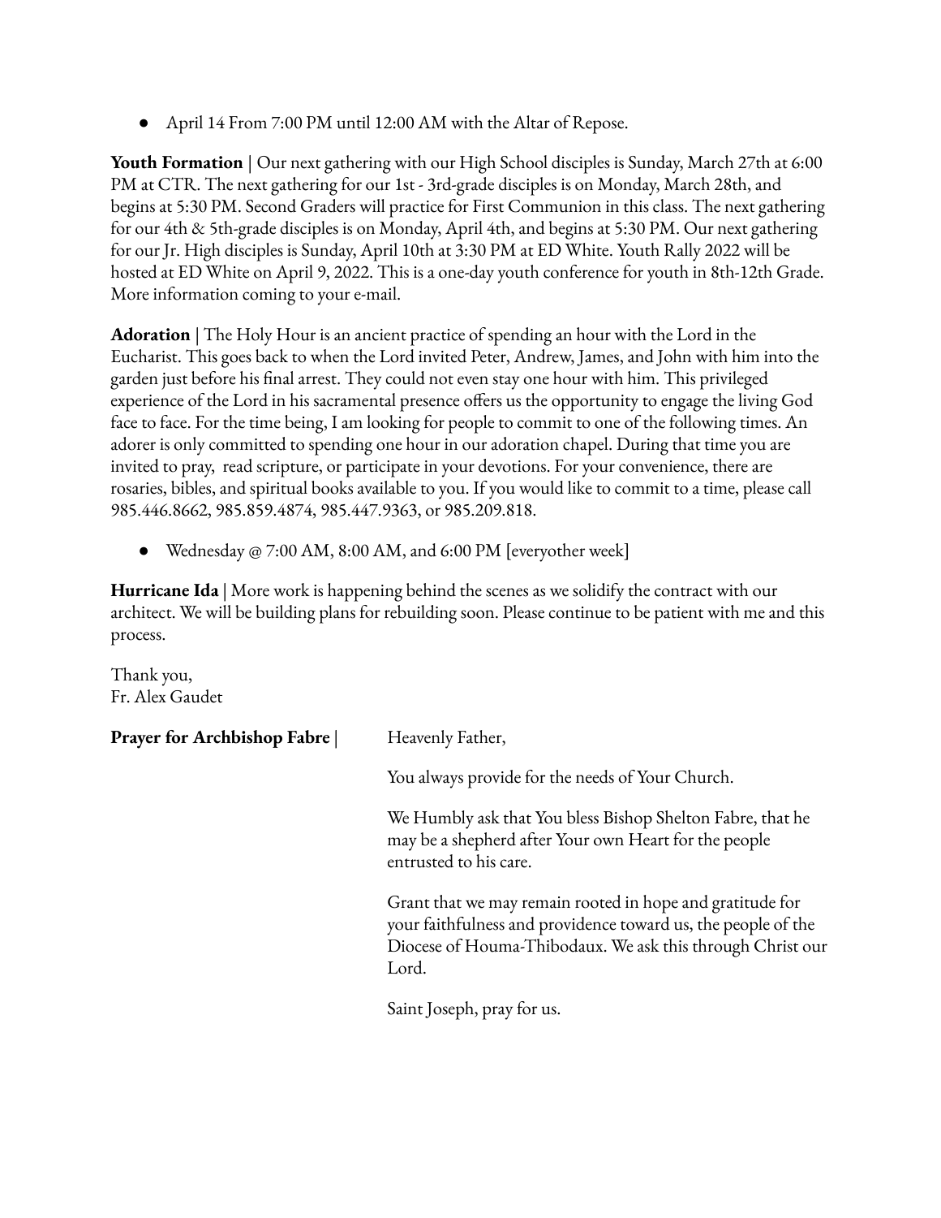- April 14 From 7:00 PM until 12:00 AM with the Altar of Repose.

**Youth Formation |** Our next gathering with our High School disciples is Sunday, March 27th at 6:00 PM at CTR. The next gathering for our 1st - 3rd-grade disciples is on Monday, March 28th, and begins at 5:30 PM. Second Graders will practice for First Communion in this class. The next gathering for our 4th & 5th-grade disciples is on Monday, April 4th, and begins at 5:30 PM. Our next gathering for our Jr. High disciples is Sunday, April 10th at 3:30 PM at ED White. Youth Rally 2022 will be hosted at ED White on April 9, 2022. This is a one-day youth conference for youth in 8th-12th Grade. More information coming to your e-mail.

**Adoration |** The Holy Hour is an ancient practice of spending an hour with the Lord in the Eucharist. This goes back to when the Lord invited Peter, Andrew, James, and John with him into the garden just before his final arrest. They could not even stay one hour with him. This privileged experience of the Lord in his sacramental presence offers us the opportunity to engage the living God face to face. For the time being, I am looking for people to commit to one of the following times. An adorer is only committed to spending one hour in our adoration chapel. During that time you are invited to pray, read scripture, or participate in your devotions. For your convenience, there are rosaries, bibles, and spiritual books available to you. If you would like to commit to a time, please call 985.446.8662, 985.859.4874, 985.447.9363, or 985.209.818.

- Wednesday @ 7:00 AM, 8:00 AM, and 6:00 PM [everyother week]

**Hurricane Ida |** More work is happening behind the scenes as we solidify the contract with our architect. We will be building plans for rebuilding soon. Please continue to be patient with me and this process.

Thank you,
Fr. Alex Gaudet

**Prayer for Archbishop Fabre |**

Heavenly Father,

You always provide for the needs of Your Church.

We Humbly ask that You bless Bishop Shelton Fabre, that he may be a shepherd after Your own Heart for the people entrusted to his care.

Grant that we may remain rooted in hope and gratitude for your faithfulness and providence toward us, the people of the Diocese of Houma-Thibodaux. We ask this through Christ our Lord.

Saint Joseph, pray for us.